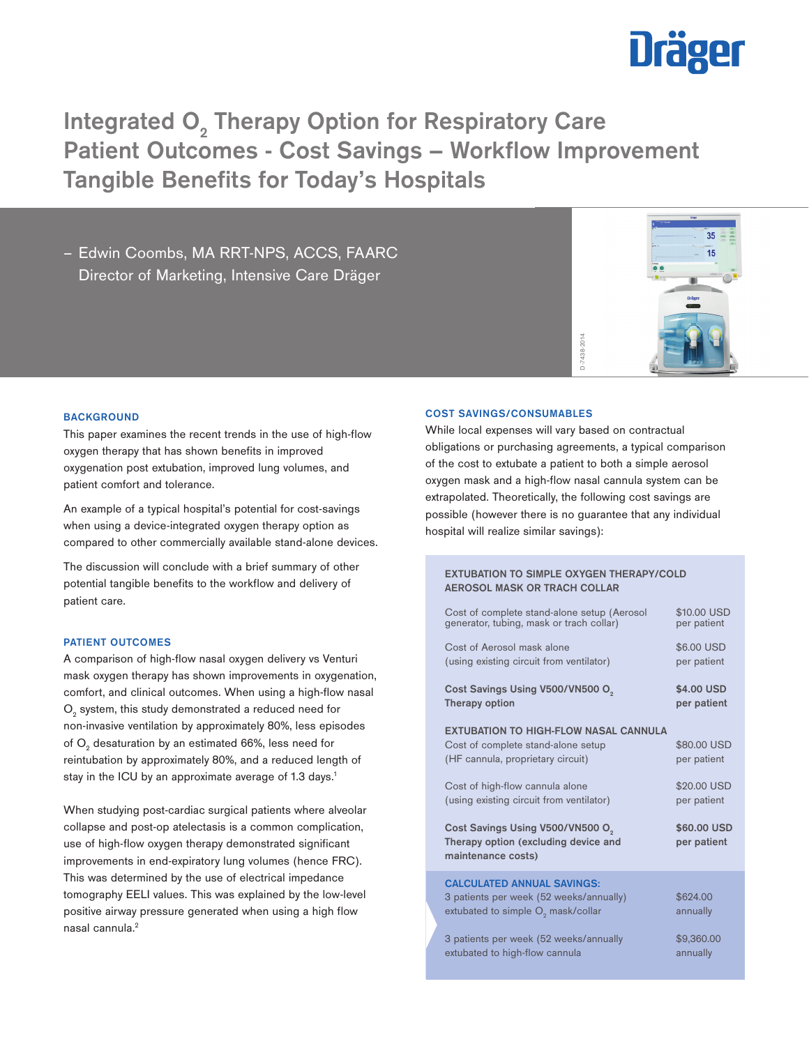# Integrated $O_2$ Therapy Option for Respiratory Care Patient Outcomes - Cost Savings – Workflow Improvement Tangible Benefits for Today's Hospitals

– Edwin Coombs, MA RRT-NPS, ACCS, FAARC
Director of Marketing, Intensive Care Dräger

D-7438-2014

### BACKGROUND

This paper examines the recent trends in the use of high-flow oxygen therapy that has shown benefits in improved oxygenation post extubation, improved lung volumes, and patient comfort and tolerance.

An example of a typical hospital's potential for cost-savings when using a device-integrated oxygen therapy option as compared to other commercially available stand-alone devices.

The discussion will conclude with a brief summary of other potential tangible benefits to the workflow and delivery of patient care.

### PATIENT OUTCOMES

A comparison of high-flow nasal oxygen delivery vs Venturi mask oxygen therapy has shown improvements in oxygenation, comfort, and clinical outcomes. When using a high-flow nasal $O_2$ system, this study demonstrated a reduced need for non-invasive ventilation by approximately 80%, less episodes of $O_2$ desaturation by an estimated 66%, less need for reintubation by approximately 80%, and a reduced length of stay in the ICU by an approximate average of 1.3 days.[1]

When studying post-cardiac surgical patients where alveolar collapse and post-op atelectasis is a common complication, use of high-flow oxygen therapy demonstrated significant improvements in end-expiratory lung volumes (hence FRC). This was determined by the use of electrical impedance tomography EELI values. This was explained by the low-level positive airway pressure generated when using a high flow nasal cannula.[2]

### COST SAVINGS/CONSUMABLES

While local expenses will vary based on contractual obligations or purchasing agreements, a typical comparison of the cost to extubate a patient to both a simple aerosol oxygen mask and a high-flow nasal cannula system can be extrapolated. Theoretically, the following cost savings are possible (however there is no guarantee that any individual hospital will realize similar savings):

| EXTUBATION TO SIMPLE OXYGEN THERAPY/COLD AEROSOL MASK OR TRACH COLLAR | |
|---|---|
| Cost of complete stand-alone setup (Aerosol generator, tubing, mask or trach collar) | $10.00 USD per patient |
| Cost of Aerosol mask alone (using existing circuit from ventilator) | $6.00 USD per patient |
| **Cost Savings Using V500/VN500 $O_2$ Therapy option** | **$4.00 USD per patient** |
| **EXTUBATION TO HIGH-FLOW NASAL CANNULA** | |
| Cost of complete stand-alone setup (HF cannula, proprietary circuit) | $80.00 USD per patient |
| Cost of high-flow cannula alone (using existing circuit from ventilator) | $20.00 USD per patient |
| **Cost Savings Using V500/VN500 $O_2$ Therapy option (excluding device and maintenance costs)** | **$60.00 USD per patient** |
| **CALCULATED ANNUAL SAVINGS:** | |
| 3 patients per week (52 weeks/annually) extubated to simple $O_2$ mask/collar | $624.00 annually |
| 3 patients per week (52 weeks/annually extubated to high-flow cannula | $9,360.00 annually |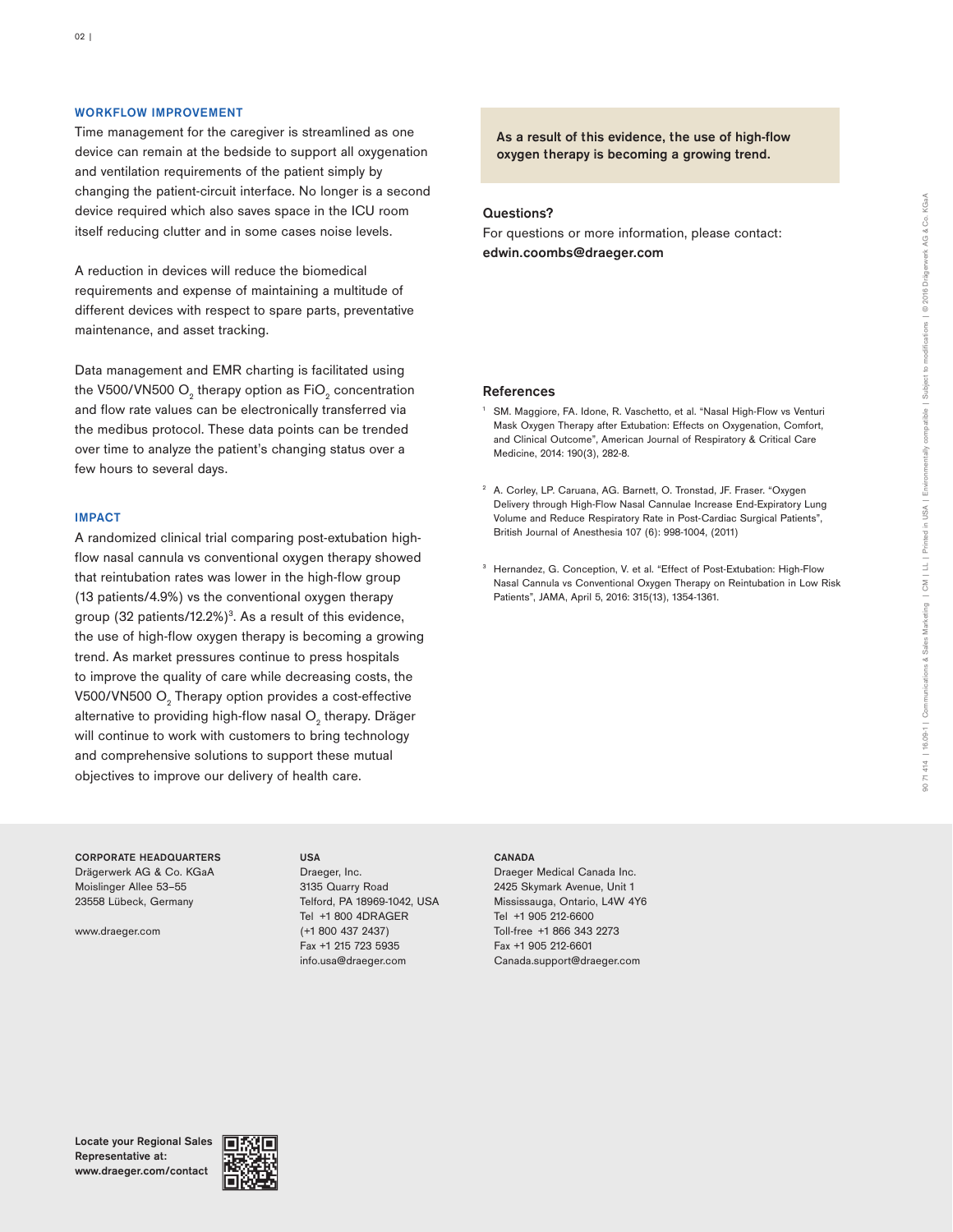## WORKFLOW IMPROVEMENT

Time management for the caregiver is streamlined as one device can remain at the bedside to support all oxygenation and ventilation requirements of the patient simply by changing the patient-circuit interface. No longer is a second device required which also saves space in the ICU room itself reducing clutter and in some cases noise levels.

A reduction in devices will reduce the biomedical requirements and expense of maintaining a multitude of different devices with respect to spare parts, preventative maintenance, and asset tracking.

Data management and EMR charting is facilitated using the V500/VN500 $O_2$ therapy option as $FiO_2$ concentration and flow rate values can be electronically transferred via the medibus protocol. These data points can be trended over time to analyze the patient's changing status over a few hours to several days.

## IMPACT

A randomized clinical trial comparing post-extubation high-flow nasal cannula vs conventional oxygen therapy showed that reintubation rates was lower in the high-flow group (13 patients/4.9%) vs the conventional oxygen therapy group (32 patients/12.2%)[3]. As a result of this evidence, the use of high-flow oxygen therapy is becoming a growing trend. As market pressures continue to press hospitals to improve the quality of care while decreasing costs, the V500/VN500 $O_2$ Therapy option provides a cost-effective alternative to providing high-flow nasal $O_2$ therapy. Dräger will continue to work with customers to bring technology and comprehensive solutions to support these mutual objectives to improve our delivery of health care.

**As a result of this evidence, the use of high-flow oxygen therapy is becoming a growing trend.**

### Questions?

For questions or more information, please contact:
**edwin.coombs@draeger.com**

### References

[1] SM. Maggiore, FA. Idone, R. Vaschetto, et al. "Nasal High-Flow vs Venturi Mask Oxygen Therapy after Extubation: Effects on Oxygenation, Comfort, and Clinical Outcome", American Journal of Respiratory & Critical Care Medicine, 2014: 190(3), 282-8.

[2] A. Corley, LP. Caruana, AG. Barnett, O. Tronstad, JF. Fraser. "Oxygen Delivery through High-Flow Nasal Cannulae Increase End-Expiratory Lung Volume and Reduce Respiratory Rate in Post-Cardiac Surgical Patients", British Journal of Anesthesia 107 (6): 998-1004, (2011)

[3] Hernandez, G. Conception, V. et al. "Effect of Post-Extubation: High-Flow Nasal Cannula vs Conventional Oxygen Therapy on Reintubation in Low Risk Patients", JAMA, April 5, 2016: 315(13), 1354-1361.

**CORPORATE HEADQUARTERS**
Drägerwerk AG & Co. KGaA
Moislinger Allee 53–55
23558 Lübeck, Germany

www.draeger.com

**USA**
Draeger, Inc.
3135 Quarry Road
Telford, PA 18969-1042, USA
Tel +1 800 4DRAGER
(+1 800 437 2437)
Fax +1 215 723 5935
info.usa@draeger.com

**CANADA**
Draeger Medical Canada Inc.
2425 Skymark Avenue, Unit 1
Mississauga, Ontario, L4W 4Y6
Tel +1 905 212-6600
Toll-free +1 866 343 2273
Fax +1 905 212-6601
Canada.support@draeger.com

**Locate your Regional Sales Representative at:**
**www.draeger.com/contact**

90 71 414 | 16.09-1 | Communications & Sales Marketing | CM | LL | Printed in USA | Environmentally compatible | Subject to modifications | © 2016 Drägerwerk AG & Co. KGaA